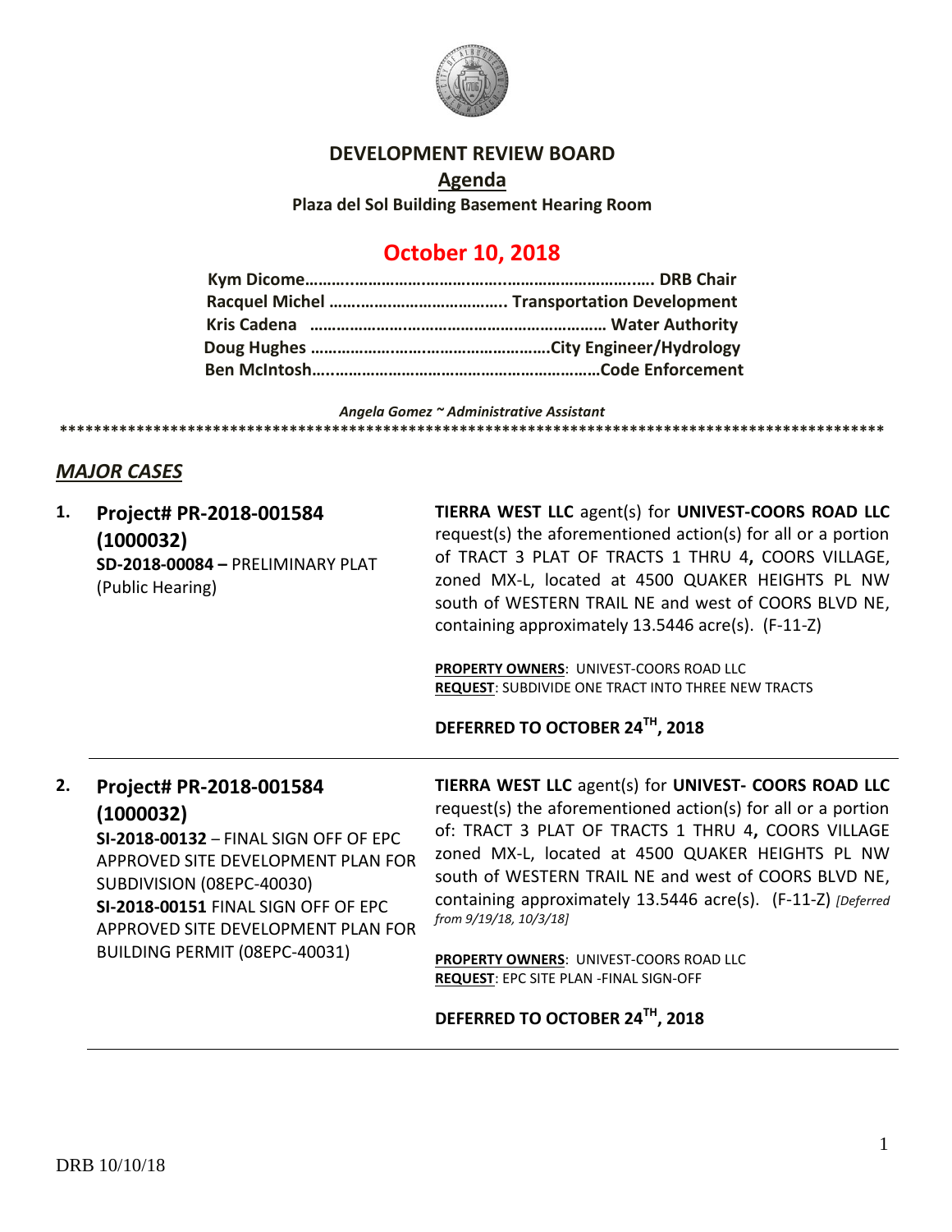# DEVELOPMENT REVIEW BOARD

## Agenda

**Plaza del Sol Building Basement Hearing Room**

## October 10, 2018

**Kym Dicome……………………………………………………………….. DRB Chair**
**Racquel Michel ………………………………….. Transportation Development**
**Kris Cadena ………………………………………………………… Water Authority**
**Doug Hughes ………………………………………………City Engineer/Hydrology**
**Ben McIntosh……………………………………………………Code Enforcement**

*Angela Gomez ~ Administrative Assistant*

**************************************************************************************************

## *MAJOR CASES*

**1. Project# PR-2018-001584 (1000032)**
**SD-2018-00084 –** PRELIMINARY PLAT (Public Hearing)

**TIERRA WEST LLC** agent(s) for **UNIVEST-COORS ROAD LLC** request(s) the aforementioned action(s) for all or a portion of TRACT 3 PLAT OF TRACTS 1 THRU 4**,** COORS VILLAGE, zoned MX-L, located at 4500 QUAKER HEIGHTS PL NW south of WESTERN TRAIL NE and west of COORS BLVD NE, containing approximately 13.5446 acre(s). (F-11-Z)

**PROPERTY OWNERS**: UNIVEST-COORS ROAD LLC
**REQUEST**: SUBDIVIDE ONE TRACT INTO THREE NEW TRACTS

**DEFERRED TO OCTOBER 24TH, 2018**

---

**2. Project# PR-2018-001584 (1000032)**
**SI-2018-00132** – FINAL SIGN OFF OF EPC APPROVED SITE DEVELOPMENT PLAN FOR SUBDIVISION (08EPC-40030)
**SI-2018-00151** FINAL SIGN OFF OF EPC APPROVED SITE DEVELOPMENT PLAN FOR BUILDING PERMIT (08EPC-40031)

**TIERRA WEST LLC** agent(s) for **UNIVEST- COORS ROAD LLC** request(s) the aforementioned action(s) for all or a portion of: TRACT 3 PLAT OF TRACTS 1 THRU 4**,** COORS VILLAGE zoned MX-L, located at 4500 QUAKER HEIGHTS PL NW south of WESTERN TRAIL NE and west of COORS BLVD NE, containing approximately 13.5446 acre(s). (F-11-Z) *[Deferred from 9/19/18, 10/3/18]*

**PROPERTY OWNERS**: UNIVEST-COORS ROAD LLC
**REQUEST**: EPC SITE PLAN -FINAL SIGN-OFF

**DEFERRED TO OCTOBER 24TH, 2018**

---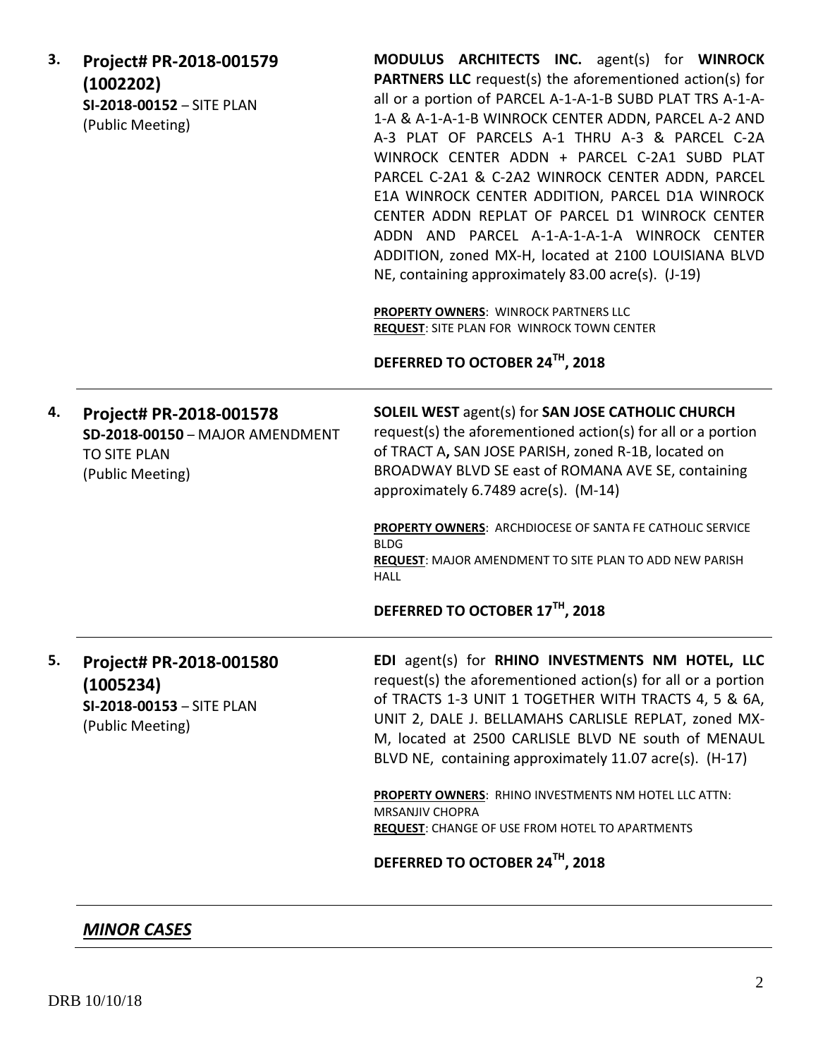3. **Project# PR-2018-001579 (1002202)**
**SI-2018-00152** – SITE PLAN
(Public Meeting)

**MODULUS ARCHITECTS INC.** agent(s) for **WINROCK PARTNERS LLC** request(s) the aforementioned action(s) for all or a portion of PARCEL A-1-A-1-B SUBD PLAT TRS A-1-A-1-A & A-1-A-1-B WINROCK CENTER ADDN, PARCEL A-2 AND A-3 PLAT OF PARCELS A-1 THRU A-3 & PARCEL C-2A WINROCK CENTER ADDN + PARCEL C-2A1 SUBD PLAT PARCEL C-2A1 & C-2A2 WINROCK CENTER ADDN, PARCEL E1A WINROCK CENTER ADDITION, PARCEL D1A WINROCK CENTER ADDN REPLAT OF PARCEL D1 WINROCK CENTER ADDN AND PARCEL A-1-A-1-A-1-A WINROCK CENTER ADDITION, zoned MX-H, located at 2100 LOUISIANA BLVD NE, containing approximately 83.00 acre(s). (J-19)

**PROPERTY OWNERS**: WINROCK PARTNERS LLC
**REQUEST**: SITE PLAN FOR WINROCK TOWN CENTER

**DEFERRED TO OCTOBER 24TH, 2018**

---

4. **Project# PR-2018-001578**
**SD-2018-00150** – MAJOR AMENDMENT TO SITE PLAN
(Public Meeting)

**SOLEIL WEST** agent(s) for **SAN JOSE CATHOLIC CHURCH** request(s) the aforementioned action(s) for all or a portion of TRACT A**,** SAN JOSE PARISH, zoned R-1B, located on BROADWAY BLVD SE east of ROMANA AVE SE, containing approximately 6.7489 acre(s). (M-14)

**PROPERTY OWNERS**: ARCHDIOCESE OF SANTA FE CATHOLIC SERVICE BLDG
**REQUEST**: MAJOR AMENDMENT TO SITE PLAN TO ADD NEW PARISH HALL

**DEFERRED TO OCTOBER 17TH, 2018**

---

5. **Project# PR-2018-001580 (1005234)**
**SI-2018-00153** – SITE PLAN
(Public Meeting)

**EDI** agent(s) for **RHINO INVESTMENTS NM HOTEL, LLC** request(s) the aforementioned action(s) for all or a portion of TRACTS 1-3 UNIT 1 TOGETHER WITH TRACTS 4, 5 & 6A, UNIT 2, DALE J. BELLAMAHS CARLISLE REPLAT, zoned MX-M, located at 2500 CARLISLE BLVD NE south of MENAUL BLVD NE, containing approximately 11.07 acre(s). (H-17)

**PROPERTY OWNERS**: RHINO INVESTMENTS NM HOTEL LLC ATTN: MRSANJIV CHOPRA
**REQUEST**: CHANGE OF USE FROM HOTEL TO APARTMENTS

**DEFERRED TO OCTOBER 24TH, 2018**

---

## ***MINOR CASES***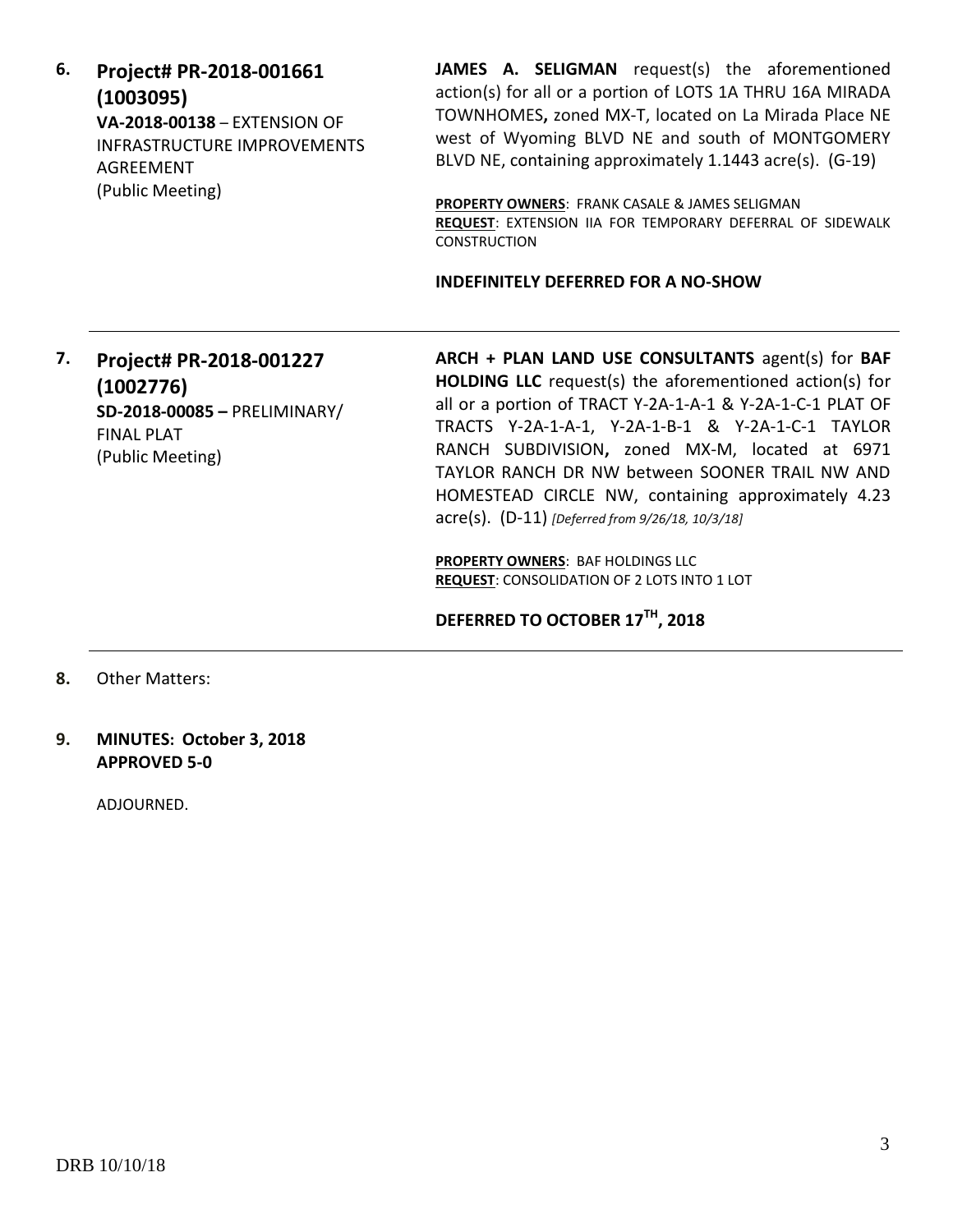6. **Project# PR-2018-001661 (1003095)**
**VA-2018-00138** – EXTENSION OF INFRASTRUCTURE IMPROVEMENTS AGREEMENT
(Public Meeting)

**JAMES A. SELIGMAN** request(s) the aforementioned action(s) for all or a portion of LOTS 1A THRU 16A MIRADA TOWNHOMES**,** zoned MX-T, located on La Mirada Place NE west of Wyoming BLVD NE and south of MONTGOMERY BLVD NE, containing approximately 1.1443 acre(s). (G-19)

**PROPERTY OWNERS**: FRANK CASALE & JAMES SELIGMAN
**REQUEST**: EXTENSION IIA FOR TEMPORARY DEFERRAL OF SIDEWALK CONSTRUCTION

**INDEFINITELY DEFERRED FOR A NO-SHOW**

---

7. **Project# PR-2018-001227 (1002776)**
**SD-2018-00085 –** PRELIMINARY/ FINAL PLAT
(Public Meeting)

**ARCH + PLAN LAND USE CONSULTANTS** agent(s) for **BAF HOLDING LLC** request(s) the aforementioned action(s) for all or a portion of TRACT Y-2A-1-A-1 & Y-2A-1-C-1 PLAT OF TRACTS Y-2A-1-A-1, Y-2A-1-B-1 & Y-2A-1-C-1 TAYLOR RANCH SUBDIVISION**,** zoned MX-M, located at 6971 TAYLOR RANCH DR NW between SOONER TRAIL NW AND HOMESTEAD CIRCLE NW, containing approximately 4.23 acre(s). (D-11) *[Deferred from 9/26/18, 10/3/18]*

**PROPERTY OWNERS**: BAF HOLDINGS LLC
**REQUEST**: CONSOLIDATION OF 2 LOTS INTO 1 LOT

**DEFERRED TO OCTOBER 17TH, 2018**

---

8. Other Matters:

9. **MINUTES: October 3, 2018**
**APPROVED 5-0**

ADJOURNED.

DRB 10/10/18